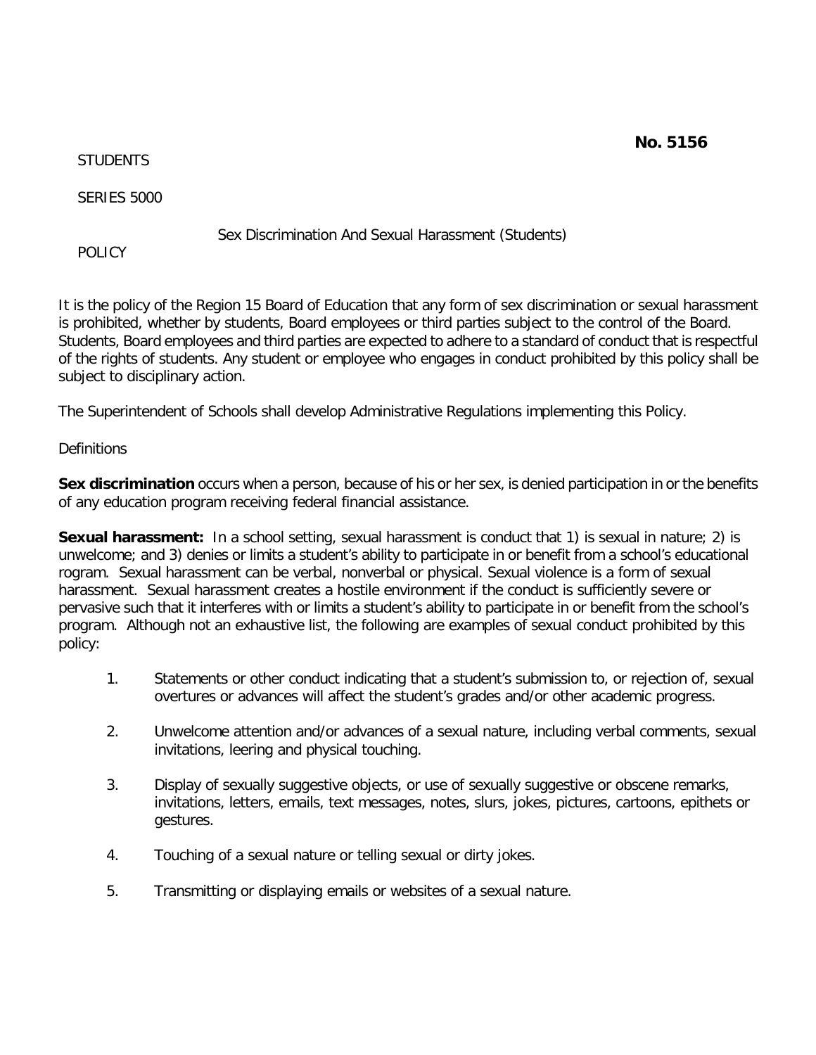**No. 5156**

STUDENTS

SERIES 5000

POLICY

## Sex Discrimination And Sexual Harassment (Students)

It is the policy of the Region 15 Board of Education that any form of sex discrimination or sexual harassment is prohibited, whether by students, Board employees or third parties subject to the control of the Board. Students, Board employees and third parties are expected to adhere to a standard of conduct that is respectful of the rights of students. Any student or employee who engages in conduct prohibited by this policy shall be subject to disciplinary action.

The Superintendent of Schools shall develop Administrative Regulations implementing this Policy.

Definitions

**Sex discrimination** occurs when a person, because of his or her sex, is denied participation in or the benefits of any education program receiving federal financial assistance.

**Sexual harassment:** In a school setting, sexual harassment is conduct that 1) is sexual in nature; 2) is unwelcome; and 3) denies or limits a student's ability to participate in or benefit from a school's educational rogram. Sexual harassment can be verbal, nonverbal or physical. Sexual violence is a form of sexual harassment. Sexual harassment creates a hostile environment if the conduct is sufficiently severe or pervasive such that it interferes with or limits a student's ability to participate in or benefit from the school's program. Although not an exhaustive list, the following are examples of sexual conduct prohibited by this policy:

1. Statements or other conduct indicating that a student's submission to, or rejection of, sexual overtures or advances will affect the student's grades and/or other academic progress.

2. Unwelcome attention and/or advances of a sexual nature, including verbal comments, sexual invitations, leering and physical touching.

3. Display of sexually suggestive objects, or use of sexually suggestive or obscene remarks, invitations, letters, emails, text messages, notes, slurs, jokes, pictures, cartoons, epithets or gestures.

4. Touching of a sexual nature or telling sexual or dirty jokes.

5. Transmitting or displaying emails or websites of a sexual nature.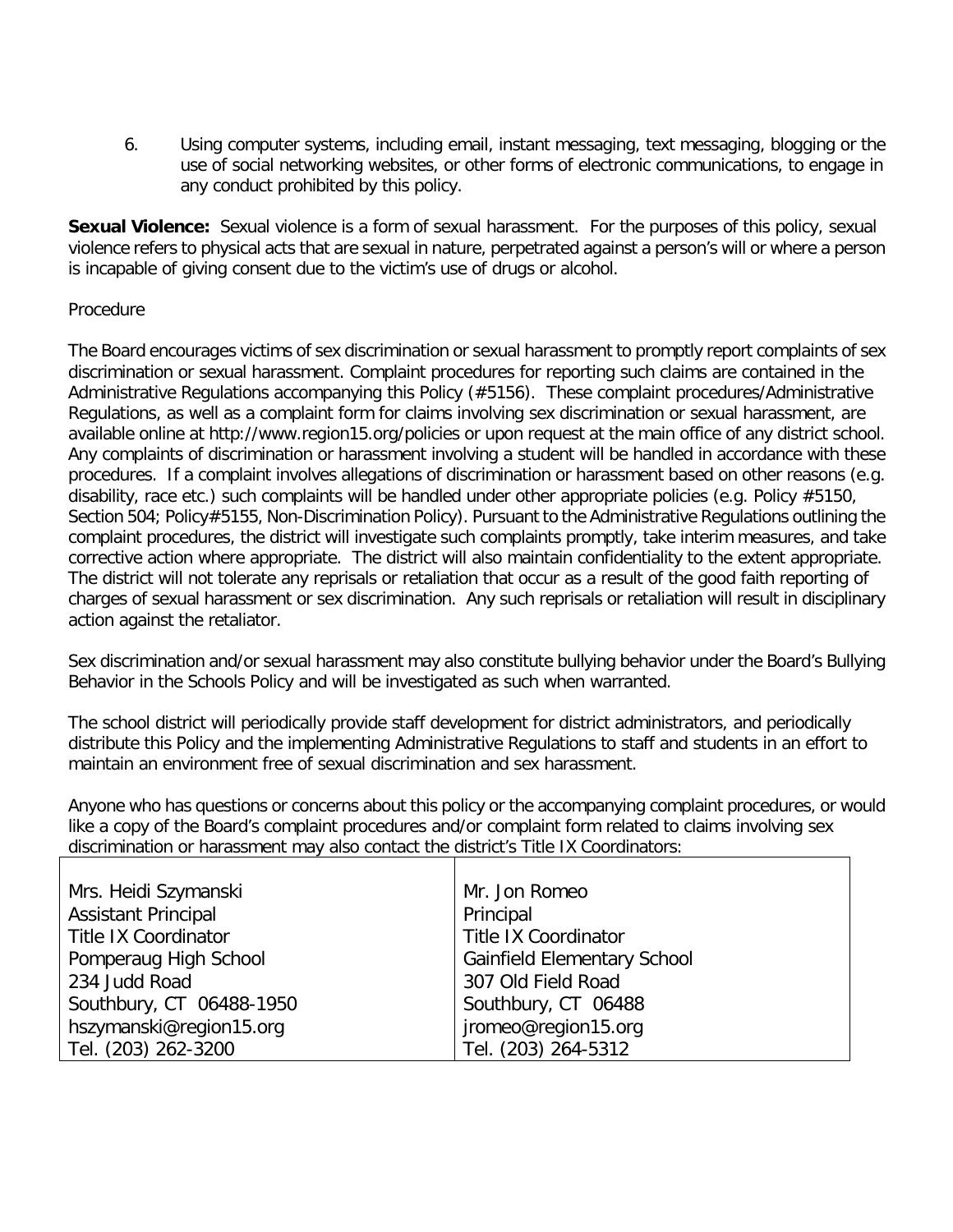6. Using computer systems, including email, instant messaging, text messaging, blogging or the use of social networking websites, or other forms of electronic communications, to engage in any conduct prohibited by this policy.

**Sexual Violence:** Sexual violence is a form of sexual harassment. For the purposes of this policy, sexual violence refers to physical acts that are sexual in nature, perpetrated against a person's will or where a person is incapable of giving consent due to the victim's use of drugs or alcohol.

Procedure

The Board encourages victims of sex discrimination or sexual harassment to promptly report complaints of sex discrimination or sexual harassment. Complaint procedures for reporting such claims are contained in the Administrative Regulations accompanying this Policy (#5156). These complaint procedures/Administrative Regulations, as well as a complaint form for claims involving sex discrimination or sexual harassment, are available online at http://www.region15.org/policies or upon request at the main office of any district school. Any complaints of discrimination or harassment involving a student will be handled in accordance with these procedures. If a complaint involves allegations of discrimination or harassment based on other reasons (e.g. disability, race etc.) such complaints will be handled under other appropriate policies (e.g. Policy #5150, Section 504; Policy#5155, Non-Discrimination Policy). Pursuant to the Administrative Regulations outlining the complaint procedures, the district will investigate such complaints promptly, take interim measures, and take corrective action where appropriate. The district will also maintain confidentiality to the extent appropriate. The district will not tolerate any reprisals or retaliation that occur as a result of the good faith reporting of charges of sexual harassment or sex discrimination. Any such reprisals or retaliation will result in disciplinary action against the retaliator.

Sex discrimination and/or sexual harassment may also constitute bullying behavior under the Board's Bullying Behavior in the Schools Policy and will be investigated as such when warranted.

The school district will periodically provide staff development for district administrators, and periodically distribute this Policy and the implementing Administrative Regulations to staff and students in an effort to maintain an environment free of sexual discrimination and sex harassment.

Anyone who has questions or concerns about this policy or the accompanying complaint procedures, or would like a copy of the Board's complaint procedures and/or complaint form related to claims involving sex discrimination or harassment may also contact the district's Title IX Coordinators:

| | |
|---|---|
| Mrs. Heidi Szymanski<br>Assistant Principal<br>Title IX Coordinator<br>Pomperaug High School<br>234 Judd Road<br>Southbury, CT 06488-1950<br>hszymanski@region15.org<br>Tel. (203) 262-3200 | Mr. Jon Romeo<br>Principal<br>Title IX Coordinator<br>Gainfield Elementary School<br>307 Old Field Road<br>Southbury, CT 06488<br>jromeo@region15.org<br>Tel. (203) 264-5312 |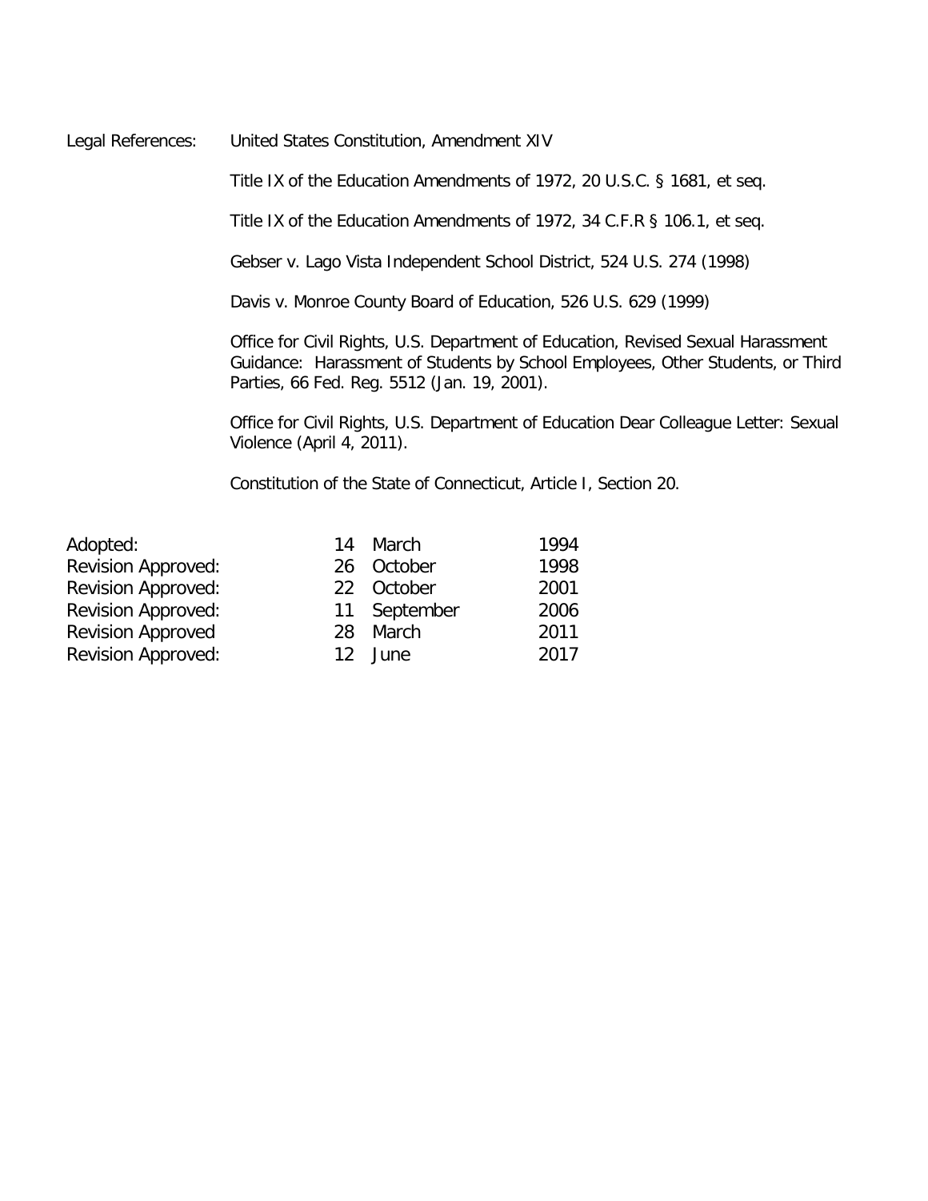Legal References: United States Constitution, Amendment XIV

Title IX of the Education Amendments of 1972, 20 U.S.C. § 1681, et seq.

Title IX of the Education Amendments of 1972, 34 C.F.R § 106.1, et seq.

Gebser v. Lago Vista Independent School District, 524 U.S. 274 (1998)

Davis v. Monroe County Board of Education, 526 U.S. 629 (1999)

Office for Civil Rights, U.S. Department of Education, Revised Sexual Harassment Guidance: Harassment of Students by School Employees, Other Students, or Third Parties, 66 Fed. Reg. 5512 (Jan. 19, 2001).

Office for Civil Rights, U.S. Department of Education Dear Colleague Letter: Sexual Violence (April 4, 2011).

Constitution of the State of Connecticut, Article I, Section 20.

| | | | |
|---|---|---|---|
| Adopted: | 14 | March | 1994 |
| Revision Approved: | 26 | October | 1998 |
| Revision Approved: | 22 | October | 2001 |
| Revision Approved: | 11 | September | 2006 |
| Revision Approved | 28 | March | 2011 |
| Revision Approved: | 12 | June | 2017 |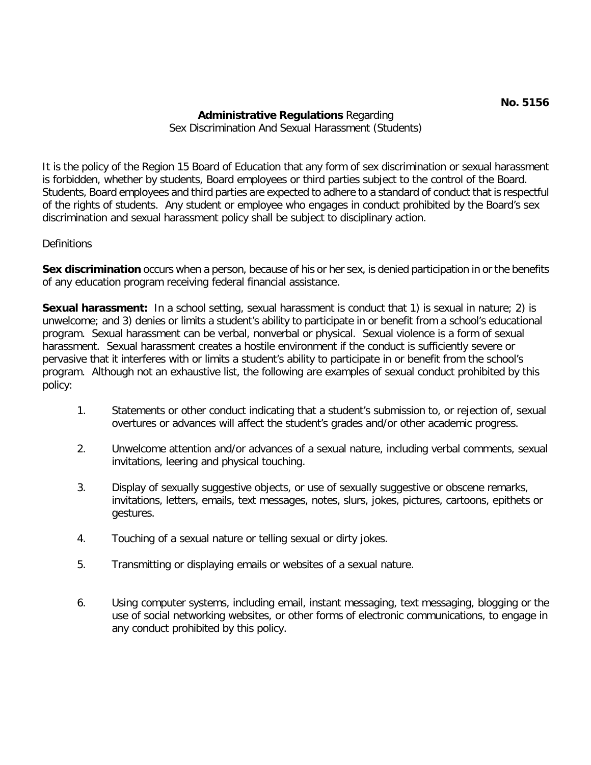**No. 5156**

**Administrative Regulations** Regarding
Sex Discrimination And Sexual Harassment (Students)

It is the policy of the Region 15 Board of Education that any form of sex discrimination or sexual harassment is forbidden, whether by students, Board employees or third parties subject to the control of the Board. Students, Board employees and third parties are expected to adhere to a standard of conduct that is respectful of the rights of students. Any student or employee who engages in conduct prohibited by the Board's sex discrimination and sexual harassment policy shall be subject to disciplinary action.

Definitions

**Sex discrimination** occurs when a person, because of his or her sex, is denied participation in or the benefits of any education program receiving federal financial assistance.

**Sexual harassment:** In a school setting, sexual harassment is conduct that 1) is sexual in nature; 2) is unwelcome; and 3) denies or limits a student's ability to participate in or benefit from a school's educational program. Sexual harassment can be verbal, nonverbal or physical. Sexual violence is a form of sexual harassment. Sexual harassment creates a hostile environment if the conduct is sufficiently severe or pervasive that it interferes with or limits a student's ability to participate in or benefit from the school's program. Although not an exhaustive list, the following are examples of sexual conduct prohibited by this policy:

1. Statements or other conduct indicating that a student's submission to, or rejection of, sexual overtures or advances will affect the student's grades and/or other academic progress.

2. Unwelcome attention and/or advances of a sexual nature, including verbal comments, sexual invitations, leering and physical touching.

3. Display of sexually suggestive objects, or use of sexually suggestive or obscene remarks, invitations, letters, emails, text messages, notes, slurs, jokes, pictures, cartoons, epithets or gestures.

4. Touching of a sexual nature or telling sexual or dirty jokes.

5. Transmitting or displaying emails or websites of a sexual nature.

6. Using computer systems, including email, instant messaging, text messaging, blogging or the use of social networking websites, or other forms of electronic communications, to engage in any conduct prohibited by this policy.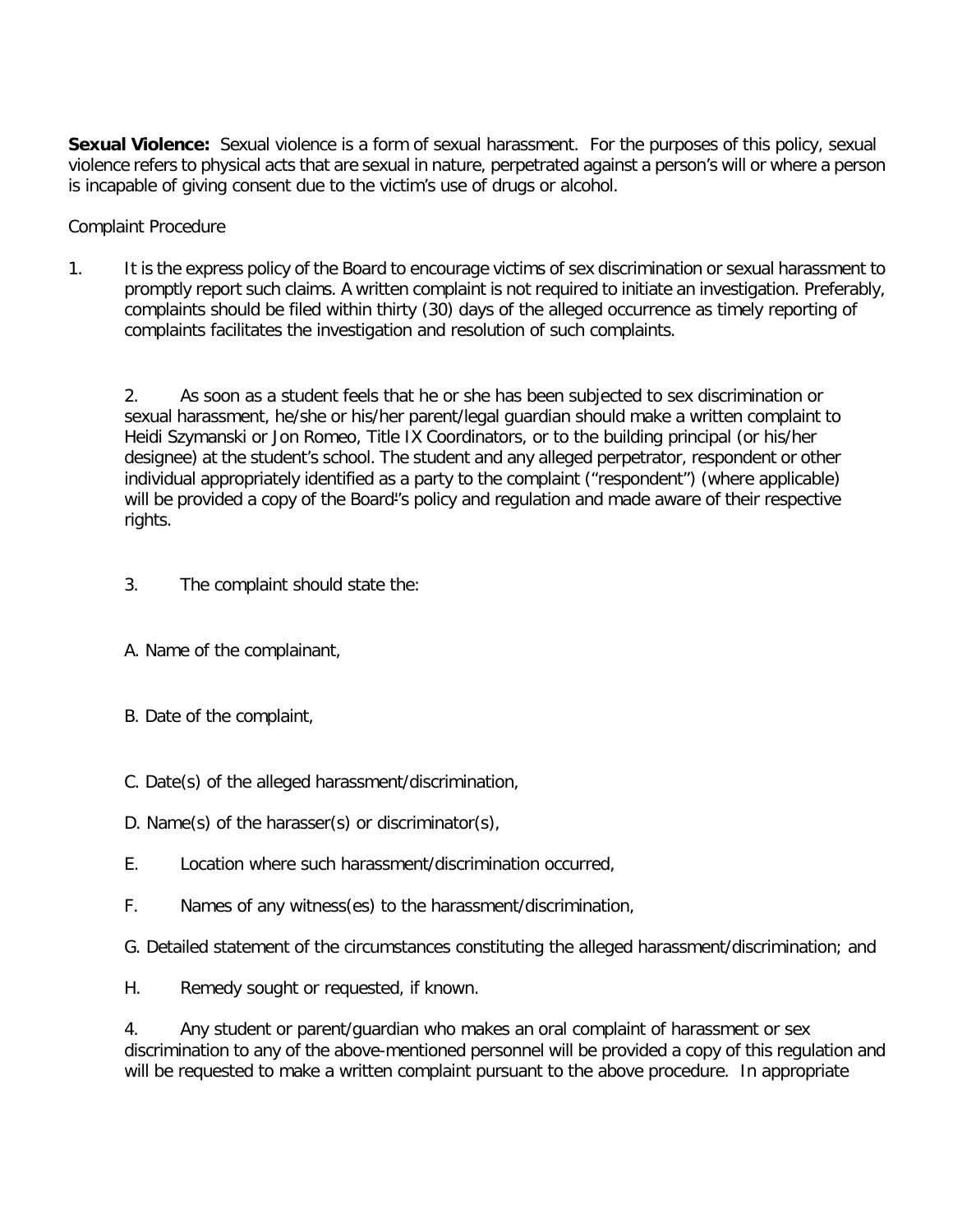**Sexual Violence:** Sexual violence is a form of sexual harassment. For the purposes of this policy, sexual violence refers to physical acts that are sexual in nature, perpetrated against a person's will or where a person is incapable of giving consent due to the victim's use of drugs or alcohol.

Complaint Procedure

1. It is the express policy of the Board to encourage victims of sex discrimination or sexual harassment to promptly report such claims. A written complaint is not required to initiate an investigation. Preferably, complaints should be filed within thirty (30) days of the alleged occurrence as timely reporting of complaints facilitates the investigation and resolution of such complaints.

2. As soon as a student feels that he or she has been subjected to sex discrimination or sexual harassment, he/she or his/her parent/legal guardian should make a written complaint to Heidi Szymanski or Jon Romeo, Title IX Coordinators, or to the building principal (or his/her designee) at the student's school. The student and any alleged perpetrator, respondent or other individual appropriately identified as a party to the complaint ("respondent") (where applicable) will be provided a copy of the Board's policy and regulation and made aware of their respective rights.

3. The complaint should state the:

A. Name of the complainant,

B. Date of the complaint,

C. Date(s) of the alleged harassment/discrimination,

D. Name(s) of the harasser(s) or discriminator(s),

E. Location where such harassment/discrimination occurred,

F. Names of any witness(es) to the harassment/discrimination,

G. Detailed statement of the circumstances constituting the alleged harassment/discrimination; and

H. Remedy sought or requested, if known.

4. Any student or parent/guardian who makes an oral complaint of harassment or sex discrimination to any of the above-mentioned personnel will be provided a copy of this regulation and will be requested to make a written complaint pursuant to the above procedure. In appropriate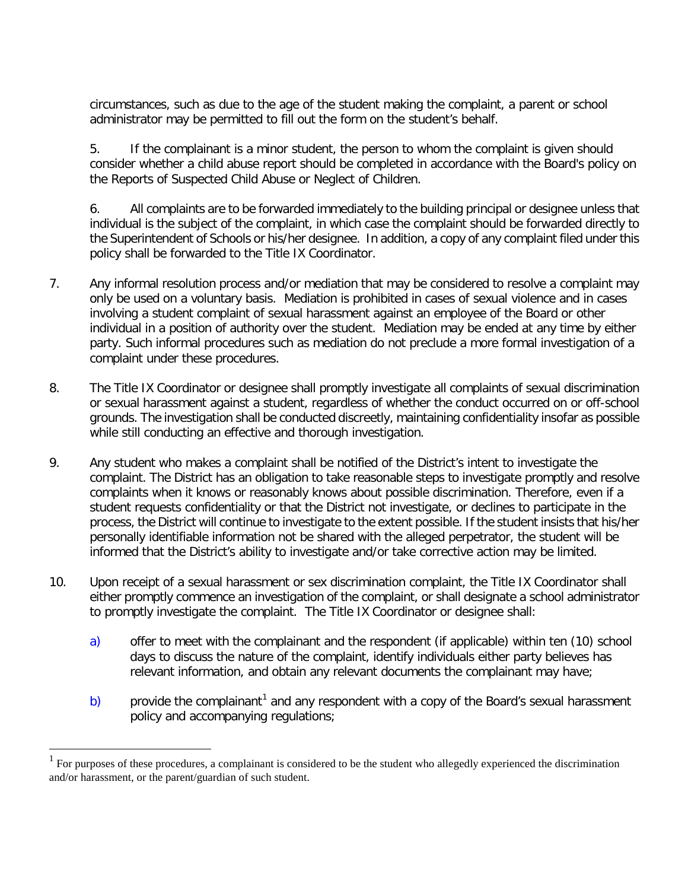circumstances, such as due to the age of the student making the complaint, a parent or school administrator may be permitted to fill out the form on the student's behalf.

5. If the complainant is a minor student, the person to whom the complaint is given should consider whether a child abuse report should be completed in accordance with the Board's policy on the Reports of Suspected Child Abuse or Neglect of Children.

6. All complaints are to be forwarded immediately to the building principal or designee unless that individual is the subject of the complaint, in which case the complaint should be forwarded directly to the Superintendent of Schools or his/her designee. In addition, a copy of any complaint filed under this policy shall be forwarded to the Title IX Coordinator.

7. Any informal resolution process and/or mediation that may be considered to resolve a complaint may only be used on a voluntary basis. Mediation is prohibited in cases of sexual violence and in cases involving a student complaint of sexual harassment against an employee of the Board or other individual in a position of authority over the student. Mediation may be ended at any time by either party. Such informal procedures such as mediation do not preclude a more formal investigation of a complaint under these procedures.

8. The Title IX Coordinator or designee shall promptly investigate all complaints of sexual discrimination or sexual harassment against a student, regardless of whether the conduct occurred on or off-school grounds. The investigation shall be conducted discreetly, maintaining confidentiality insofar as possible while still conducting an effective and thorough investigation.

9. Any student who makes a complaint shall be notified of the District's intent to investigate the complaint. The District has an obligation to take reasonable steps to investigate promptly and resolve complaints when it knows or reasonably knows about possible discrimination. Therefore, even if a student requests confidentiality or that the District not investigate, or declines to participate in the process, the District will continue to investigate to the extent possible. If the student insists that his/her personally identifiable information not be shared with the alleged perpetrator, the student will be informed that the District's ability to investigate and/or take corrective action may be limited.

10. Upon receipt of a sexual harassment or sex discrimination complaint, the Title IX Coordinator shall either promptly commence an investigation of the complaint, or shall designate a school administrator to promptly investigate the complaint. The Title IX Coordinator or designee shall:

   a) offer to meet with the complainant and the respondent (if applicable) within ten (10) school days to discuss the nature of the complaint, identify individuals either party believes has relevant information, and obtain any relevant documents the complainant may have;

   b) provide the complainant[1] and any respondent with a copy of the Board's sexual harassment policy and accompanying regulations;

[1] For purposes of these procedures, a complainant is considered to be the student who allegedly experienced the discrimination and/or harassment, or the parent/guardian of such student.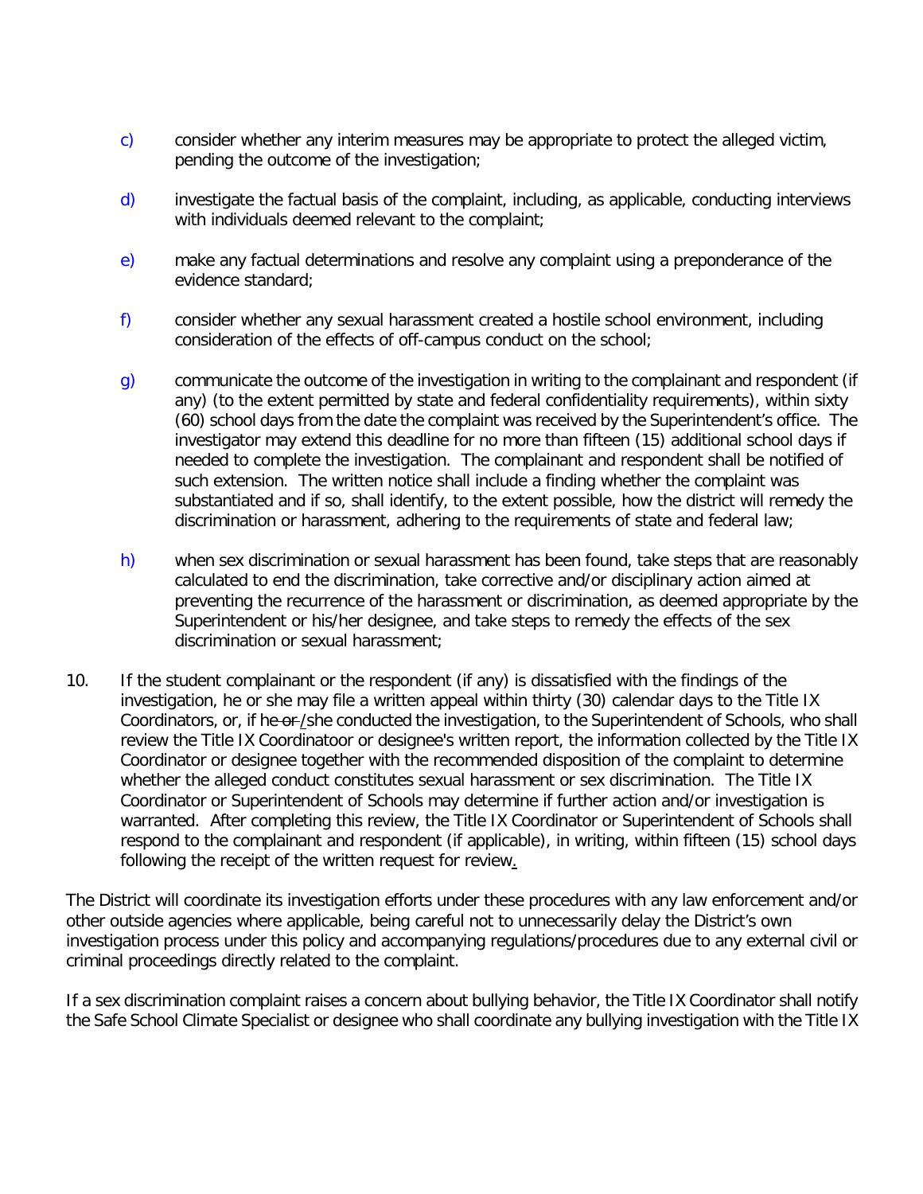c) consider whether any interim measures may be appropriate to protect the alleged victim, pending the outcome of the investigation;

d) investigate the factual basis of the complaint, including, as applicable, conducting interviews with individuals deemed relevant to the complaint;

e) make any factual determinations and resolve any complaint using a preponderance of the evidence standard;

f) consider whether any sexual harassment created a hostile school environment, including consideration of the effects of off-campus conduct on the school;

g) communicate the outcome of the investigation in writing to the complainant and respondent (if any) (to the extent permitted by state and federal confidentiality requirements), within sixty (60) school days from the date the complaint was received by the Superintendent's office. The investigator may extend this deadline for no more than fifteen (15) additional school days if needed to complete the investigation. The complainant and respondent shall be notified of such extension. The written notice shall include a finding whether the complaint was substantiated and if so, shall identify, to the extent possible, how the district will remedy the discrimination or harassment, adhering to the requirements of state and federal law;

h) when sex discrimination or sexual harassment has been found, take steps that are reasonably calculated to end the discrimination, take corrective and/or disciplinary action aimed at preventing the recurrence of the harassment or discrimination, as deemed appropriate by the Superintendent or his/her designee, and take steps to remedy the effects of the sex discrimination or sexual harassment;

10. If the student complainant or the respondent (if any) is dissatisfied with the findings of the investigation, he or she may file a written appeal within thirty (30) calendar days to the Title IX Coordinators, or, if he ~~or~~ /she conducted the investigation, to the Superintendent of Schools, who shall review the Title IX Coordinatoor or designee's written report, the information collected by the Title IX Coordinator or designee together with the recommended disposition of the complaint to determine whether the alleged conduct constitutes sexual harassment or sex discrimination. The Title IX Coordinator or Superintendent of Schools may determine if further action and/or investigation is warranted. After completing this review, the Title IX Coordinator or Superintendent of Schools shall respond to the complainant and respondent (if applicable), in writing, within fifteen (15) school days following the receipt of the written request for review.

The District will coordinate its investigation efforts under these procedures with any law enforcement and/or other outside agencies where applicable, being careful not to unnecessarily delay the District's own investigation process under this policy and accompanying regulations/procedures due to any external civil or criminal proceedings directly related to the complaint.

If a sex discrimination complaint raises a concern about bullying behavior, the Title IX Coordinator shall notify the Safe School Climate Specialist or designee who shall coordinate any bullying investigation with the Title IX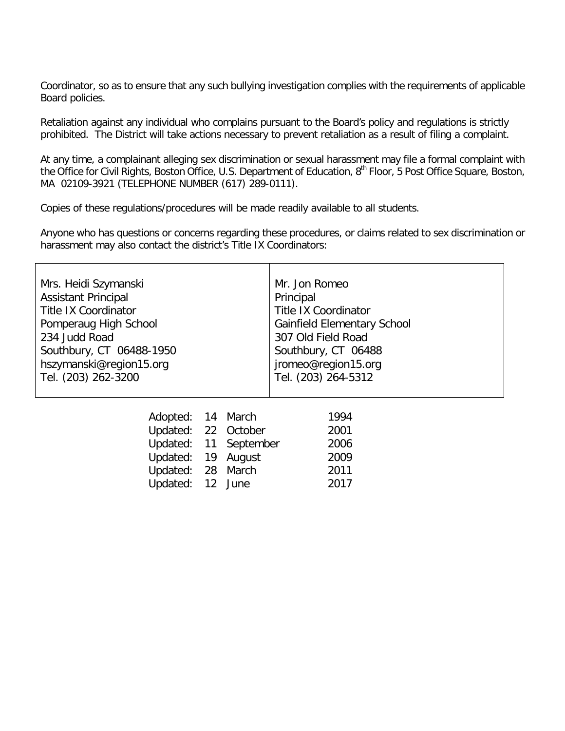Coordinator, so as to ensure that any such bullying investigation complies with the requirements of applicable Board policies.

Retaliation against any individual who complains pursuant to the Board's policy and regulations is strictly prohibited. The District will take actions necessary to prevent retaliation as a result of filing a complaint.

At any time, a complainant alleging sex discrimination or sexual harassment may file a formal complaint with the Office for Civil Rights, Boston Office, U.S. Department of Education, 8th Floor, 5 Post Office Square, Boston, MA 02109-3921 (TELEPHONE NUMBER (617) 289-0111).

Copies of these regulations/procedures will be made readily available to all students.

Anyone who has questions or concerns regarding these procedures, or claims related to sex discrimination or harassment may also contact the district's Title IX Coordinators:

| | |
|---|---|
| Mrs. Heidi Szymanski<br>Assistant Principal<br>Title IX Coordinator<br>Pomperaug High School<br>234 Judd Road<br>Southbury, CT 06488-1950<br>hszymanski@region15.org<br>Tel. (203) 262-3200 | Mr. Jon Romeo<br>Principal<br>Title IX Coordinator<br>Gainfield Elementary School<br>307 Old Field Road<br>Southbury, CT 06488<br>jromeo@region15.org<br>Tel. (203) 264-5312 |

| | | | |
|---|---|---|---|
| Adopted: | 14 | March | 1994 |
| Updated: | 22 | October | 2001 |
| Updated: | 11 | September | 2006 |
| Updated: | 19 | August | 2009 |
| Updated: | 28 | March | 2011 |
| Updated: | 12 | June | 2017 |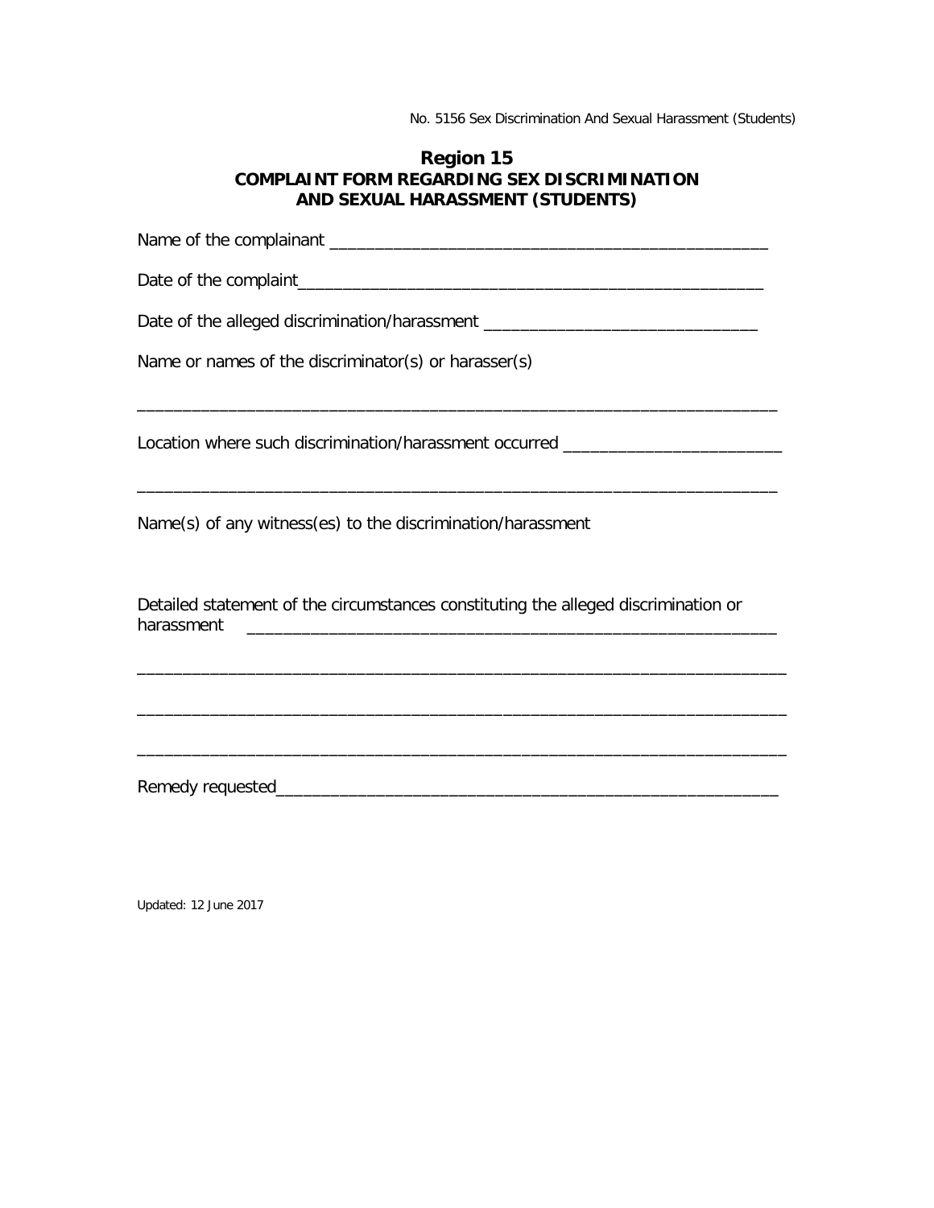## Region 15
## COMPLAINT FORM REGARDING SEX DISCRIMINATION AND SEXUAL HARASSMENT (STUDENTS)

Name of the complainant _______________________________________________

Date of the complaint__________________________________________________

Date of the alleged discrimination/harassment ______________________________

Name or names of the discriminator(s) or harasser(s)

_____________________________________________________________________

Location where such discrimination/harassment occurred ________________________

_____________________________________________________________________

Name(s) of any witness(es) to the discrimination/harassment

Detailed statement of the circumstances constituting the alleged discrimination or harassment ___________________________________________________________

_____________________________________________________________________

_____________________________________________________________________

_____________________________________________________________________

Remedy requested_____________________________________________________

Updated: 12 June 2017